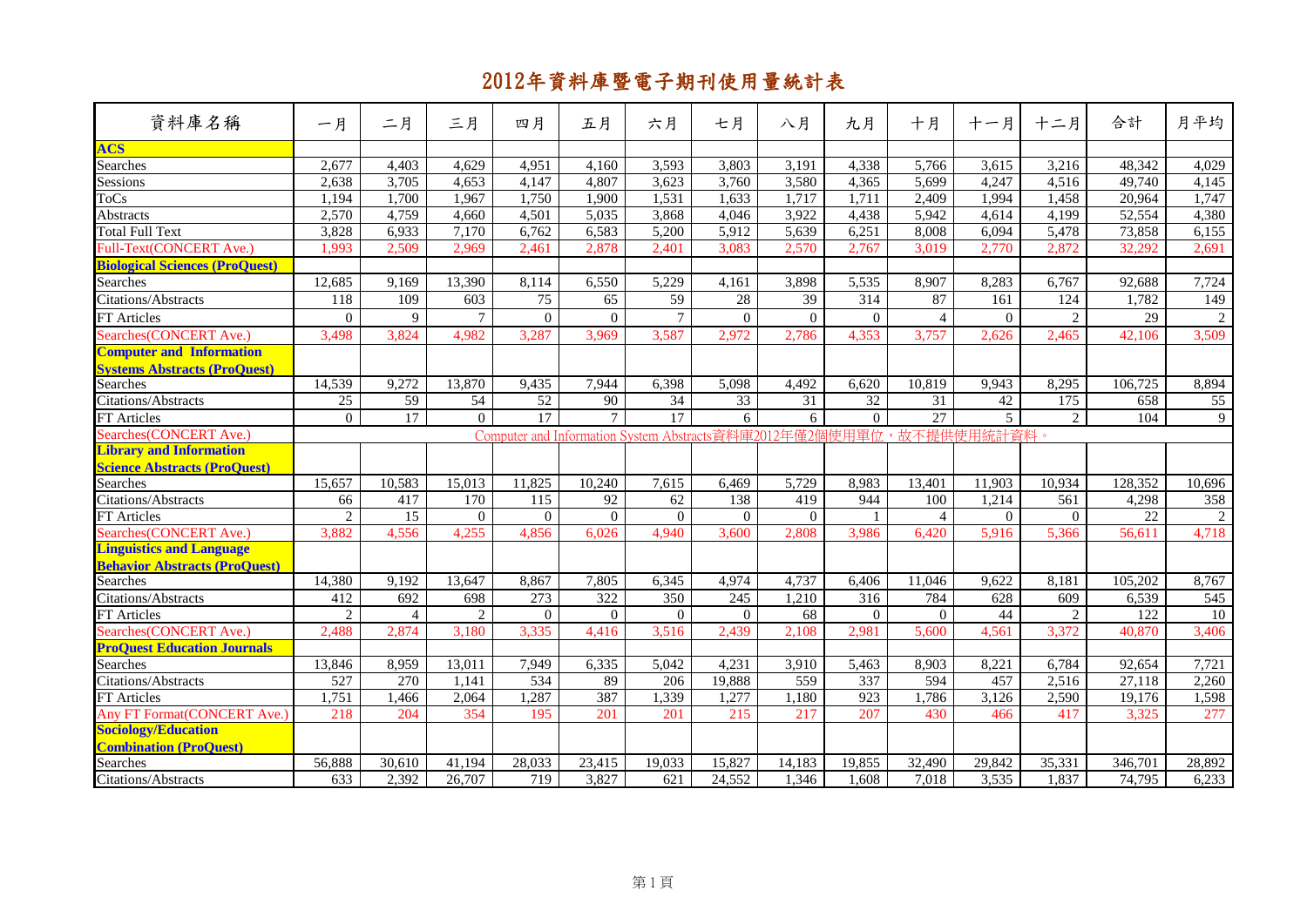# 2012年資料庫暨電子期刊使用量統計表

| 資料庫名稱 | 一月 | 二月 | 三月 | 四月 | 五月 | 六月 | 七月 | 八月 | 九月 | 十月 | 十一月 | 十二月 | 合計 | 月平均 |
|---|---|---|---|---|---|---|---|---|---|---|---|---|---|---|
| **ACS** | | | | | | | | | | | | | | |
| Searches | 2,677 | 4,403 | 4,629 | 4,951 | 4,160 | 3,593 | 3,803 | 3,191 | 4,338 | 5,766 | 3,615 | 3,216 | 48,342 | 4,029 |
| Sessions | 2,638 | 3,705 | 4,653 | 4,147 | 4,807 | 3,623 | 3,760 | 3,580 | 4,365 | 5,699 | 4,247 | 4,516 | 49,740 | 4,145 |
| ToCs | 1,194 | 1,700 | 1,967 | 1,750 | 1,900 | 1,531 | 1,633 | 1,717 | 1,711 | 2,409 | 1,994 | 1,458 | 20,964 | 1,747 |
| Abstracts | 2,570 | 4,759 | 4,660 | 4,501 | 5,035 | 3,868 | 4,046 | 3,922 | 4,438 | 5,942 | 4,614 | 4,199 | 52,554 | 4,380 |
| Total Full Text | 3,828 | 6,933 | 7,170 | 6,762 | 6,583 | 5,200 | 5,912 | 5,639 | 6,251 | 8,008 | 6,094 | 5,478 | 73,858 | 6,155 |
| Full-Text(CONCERT Ave.) | 1,993 | 2,509 | 2,969 | 2,461 | 2,878 | 2,401 | 3,083 | 2,570 | 2,767 | 3,019 | 2,770 | 2,872 | 32,292 | 2,691 |
| **Biological Sciences (ProQuest)** | | | | | | | | | | | | | | |
| Searches | 12,685 | 9,169 | 13,390 | 8,114 | 6,550 | 5,229 | 4,161 | 3,898 | 5,535 | 8,907 | 8,283 | 6,767 | 92,688 | 7,724 |
| Citations/Abstracts | 118 | 109 | 603 | 75 | 65 | 59 | 28 | 39 | 314 | 87 | 161 | 124 | 1,782 | 149 |
| FT Articles | 0 | 9 | 7 | 0 | 0 | 7 | 0 | 0 | 0 | 4 | 0 | 2 | 29 | 2 |
| Searches(CONCERT Ave.) | 3,498 | 3,824 | 4,982 | 3,287 | 3,969 | 3,587 | 2,972 | 2,786 | 4,353 | 3,757 | 2,626 | 2,465 | 42,106 | 3,509 |
| **Computer and Information Systems Abstracts (ProQuest)** | | | | | | | | | | | | | | |
| Searches | 14,539 | 9,272 | 13,870 | 9,435 | 7,944 | 6,398 | 5,098 | 4,492 | 6,620 | 10,819 | 9,943 | 8,295 | 106,725 | 8,894 |
| Citations/Abstracts | 25 | 59 | 54 | 52 | 90 | 34 | 33 | 31 | 32 | 31 | 42 | 175 | 658 | 55 |
| FT Articles | 0 | 17 | 0 | 17 | 7 | 17 | 6 | 6 | 0 | 27 | 5 | 2 | 104 | 9 |
| Searches(CONCERT Ave.) | Computer and Information System Abstracts資料庫2012年僅2個使用單位，故不提供使用統計資料。 | | | | | | | | | | | | | |
| **Library and Information Science Abstracts (ProQuest)** | | | | | | | | | | | | | | |
| Searches | 15,657 | 10,583 | 15,013 | 11,825 | 10,240 | 7,615 | 6,469 | 5,729 | 8,983 | 13,401 | 11,903 | 10,934 | 128,352 | 10,696 |
| Citations/Abstracts | 66 | 417 | 170 | 115 | 92 | 62 | 138 | 419 | 944 | 100 | 1,214 | 561 | 4,298 | 358 |
| FT Articles | 2 | 15 | 0 | 0 | 0 | 0 | 0 | 0 | 1 | 4 | 0 | 0 | 22 | 2 |
| Searches(CONCERT Ave.) | 3,882 | 4,556 | 4,255 | 4,856 | 6,026 | 4,940 | 3,600 | 2,808 | 3,986 | 6,420 | 5,916 | 5,366 | 56,611 | 4,718 |
| **Linguistics and Language Behavior Abstracts (ProQuest)** | | | | | | | | | | | | | | |
| Searches | 14,380 | 9,192 | 13,647 | 8,867 | 7,805 | 6,345 | 4,974 | 4,737 | 6,406 | 11,046 | 9,622 | 8,181 | 105,202 | 8,767 |
| Citations/Abstracts | 412 | 692 | 698 | 273 | 322 | 350 | 245 | 1,210 | 316 | 784 | 628 | 609 | 6,539 | 545 |
| FT Articles | 2 | 4 | 2 | 0 | 0 | 0 | 0 | 68 | 0 | 0 | 44 | 2 | 122 | 10 |
| Searches(CONCERT Ave.) | 2,488 | 2,874 | 3,180 | 3,335 | 4,416 | 3,516 | 2,439 | 2,108 | 2,981 | 5,600 | 4,561 | 3,372 | 40,870 | 3,406 |
| **ProQuest Education Journals** | | | | | | | | | | | | | | |
| Searches | 13,846 | 8,959 | 13,011 | 7,949 | 6,335 | 5,042 | 4,231 | 3,910 | 5,463 | 8,903 | 8,221 | 6,784 | 92,654 | 7,721 |
| Citations/Abstracts | 527 | 270 | 1,141 | 534 | 89 | 206 | 19,888 | 559 | 337 | 594 | 457 | 2,516 | 27,118 | 2,260 |
| FT Articles | 1,751 | 1,466 | 2,064 | 1,287 | 387 | 1,339 | 1,277 | 1,180 | 923 | 1,786 | 3,126 | 2,590 | 19,176 | 1,598 |
| Any FT Format(CONCERT Ave.) | 218 | 204 | 354 | 195 | 201 | 201 | 215 | 217 | 207 | 430 | 466 | 417 | 3,325 | 277 |
| **Sociology/Education Combination (ProQuest)** | | | | | | | | | | | | | | |
| Searches | 56,888 | 30,610 | 41,194 | 28,033 | 23,415 | 19,033 | 15,827 | 14,183 | 19,855 | 32,490 | 29,842 | 35,331 | 346,701 | 28,892 |
| Citations/Abstracts | 633 | 2,392 | 26,707 | 719 | 3,827 | 621 | 24,552 | 1,346 | 1,608 | 7,018 | 3,535 | 1,837 | 74,795 | 6,233 |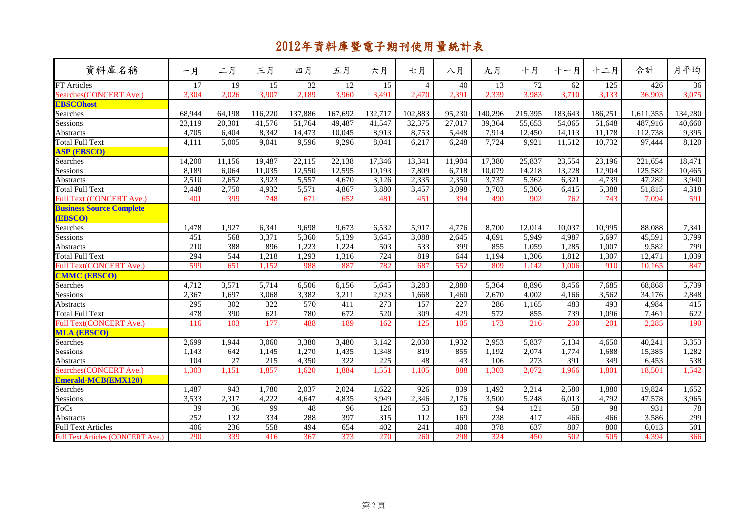# 2012年資料庫暨電子期刊使用量統計表

| 資料庫名稱 | 一月 | 二月 | 三月 | 四月 | 五月 | 六月 | 七月 | 八月 | 九月 | 十月 | 十一月 | 十二月 | 合計 | 月平均 |
|---|---|---|---|---|---|---|---|---|---|---|---|---|---|---|
| FT Articles | 17 | 19 | 15 | 32 | 12 | 15 | 4 | 40 | 13 | 72 | 62 | 125 | 426 | 36 |
| Searches(CONCERT Ave.) | 3,304 | 2,026 | 3,907 | 2,189 | 3,960 | 3,491 | 2,470 | 2,391 | 2,339 | 3,983 | 3,710 | 3,133 | 36,903 | 3,075 |
| **EBSCOhost** | | | | | | | | | | | | | | |
| Searches | 68,944 | 64,198 | 116,220 | 137,886 | 167,692 | 132,717 | 102,883 | 95,230 | 140,296 | 215,395 | 183,643 | 186,251 | 1,611,355 | 134,280 |
| Sessions | 23,119 | 20,301 | 41,576 | 51,764 | 49,487 | 41,547 | 32,375 | 27,017 | 39,364 | 55,653 | 54,065 | 51,648 | 487,916 | 40,660 |
| Abstracts | 4,705 | 6,404 | 8,342 | 14,473 | 10,045 | 8,913 | 8,753 | 5,448 | 7,914 | 12,450 | 14,113 | 11,178 | 112,738 | 9,395 |
| Total Full Text | 4,111 | 5,005 | 9,041 | 9,596 | 9,296 | 8,041 | 6,217 | 6,248 | 7,724 | 9,921 | 11,512 | 10,732 | 97,444 | 8,120 |
| **ASP (EBSCO)** | | | | | | | | | | | | | | |
| Searches | 14,200 | 11,156 | 19,487 | 22,115 | 22,138 | 17,346 | 13,341 | 11,904 | 17,380 | 25,837 | 23,554 | 23,196 | 221,654 | 18,471 |
| Sessions | 8,189 | 6,064 | 11,035 | 12,550 | 12,595 | 10,193 | 7,809 | 6,718 | 10,079 | 14,218 | 13,228 | 12,904 | 125,582 | 10,465 |
| Abstracts | 2,510 | 2,652 | 3,923 | 5,557 | 4,670 | 3,126 | 2,335 | 2,350 | 3,737 | 5,362 | 6,321 | 4,739 | 47,282 | 3,940 |
| Total Full Text | 2,448 | 2,750 | 4,932 | 5,571 | 4,867 | 3,880 | 3,457 | 3,098 | 3,703 | 5,306 | 6,415 | 5,388 | 51,815 | 4,318 |
| Full Text (CONCERT Ave.) | 401 | 399 | 748 | 671 | 652 | 481 | 451 | 394 | 490 | 902 | 762 | 743 | 7,094 | 591 |
| **Business Source Complete (EBSCO)** | | | | | | | | | | | | | | |
| Searches | 1,478 | 1,927 | 6,341 | 9,698 | 9,673 | 6,532 | 5,917 | 4,776 | 8,700 | 12,014 | 10,037 | 10,995 | 88,088 | 7,341 |
| Sessions | 451 | 568 | 3,371 | 5,360 | 5,139 | 3,645 | 3,088 | 2,645 | 4,691 | 5,949 | 4,987 | 5,697 | 45,591 | 3,799 |
| Abstracts | 210 | 388 | 896 | 1,223 | 1,224 | 503 | 533 | 399 | 855 | 1,059 | 1,285 | 1,007 | 9,582 | 799 |
| Total Full Text | 294 | 544 | 1,218 | 1,293 | 1,316 | 724 | 819 | 644 | 1,194 | 1,306 | 1,812 | 1,307 | 12,471 | 1,039 |
| Full Text(CONCERT Ave.) | 599 | 651 | 1,152 | 988 | 887 | 782 | 687 | 552 | 809 | 1,142 | 1,006 | 910 | 10,165 | 847 |
| **CMMC (EBSCO)** | | | | | | | | | | | | | | |
| Searches | 4,712 | 3,571 | 5,714 | 6,506 | 6,156 | 5,645 | 3,283 | 2,880 | 5,364 | 8,896 | 8,456 | 7,685 | 68,868 | 5,739 |
| Sessions | 2,367 | 1,697 | 3,068 | 3,382 | 3,211 | 2,923 | 1,668 | 1,460 | 2,670 | 4,002 | 4,166 | 3,562 | 34,176 | 2,848 |
| Abstracts | 295 | 302 | 322 | 570 | 411 | 273 | 157 | 227 | 286 | 1,165 | 483 | 493 | 4,984 | 415 |
| Total Full Text | 478 | 390 | 621 | 780 | 672 | 520 | 309 | 429 | 572 | 855 | 739 | 1,096 | 7,461 | 622 |
| Full Text(CONCERT Ave.) | 116 | 103 | 177 | 488 | 189 | 162 | 125 | 105 | 173 | 216 | 230 | 201 | 2,285 | 190 |
| **MLA (EBSCO)** | | | | | | | | | | | | | | |
| Searches | 2,699 | 1,944 | 3,060 | 3,380 | 3,480 | 3,142 | 2,030 | 1,932 | 2,953 | 5,837 | 5,134 | 4,650 | 40,241 | 3,353 |
| Sessions | 1,143 | 642 | 1,145 | 1,270 | 1,435 | 1,348 | 819 | 855 | 1,192 | 2,074 | 1,774 | 1,688 | 15,385 | 1,282 |
| Abstracts | 104 | 27 | 215 | 4,350 | 322 | 225 | 48 | 43 | 106 | 273 | 391 | 349 | 6,453 | 538 |
| Searches(CONCERT Ave.) | 1,303 | 1,151 | 1,857 | 1,620 | 1,884 | 1,551 | 1,105 | 888 | 1,303 | 2,072 | 1,966 | 1,801 | 18,501 | 1,542 |
| **Emerald-MCB(EMX120)** | | | | | | | | | | | | | | |
| Searches | 1,487 | 943 | 1,780 | 2,037 | 2,024 | 1,622 | 926 | 839 | 1,492 | 2,214 | 2,580 | 1,880 | 19,824 | 1,652 |
| Sessions | 3,533 | 2,317 | 4,222 | 4,647 | 4,835 | 3,949 | 2,346 | 2,176 | 3,500 | 5,248 | 6,013 | 4,792 | 47,578 | 3,965 |
| ToCs | 39 | 36 | 99 | 48 | 96 | 126 | 53 | 63 | 94 | 121 | 58 | 98 | 931 | 78 |
| Abstracts | 252 | 132 | 334 | 288 | 397 | 315 | 112 | 169 | 238 | 417 | 466 | 466 | 3,586 | 299 |
| Full Text Articles | 406 | 236 | 558 | 494 | 654 | 402 | 241 | 400 | 378 | 637 | 807 | 800 | 6,013 | 501 |
| Full Text Articles (CONCERT Ave.) | 290 | 339 | 416 | 367 | 373 | 270 | 260 | 298 | 324 | 450 | 502 | 505 | 4,394 | 366 |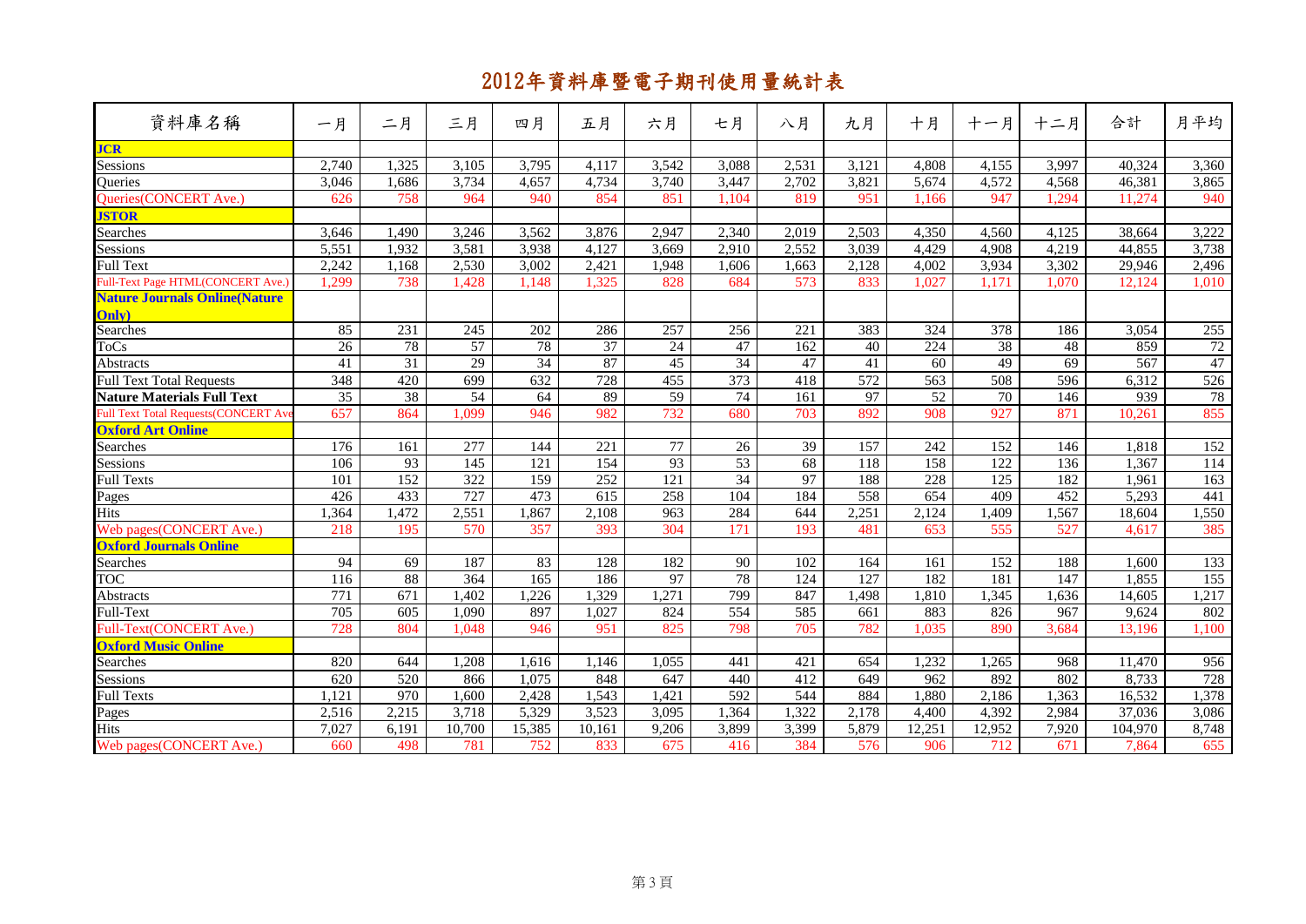# 2012年資料庫暨電子期刊使用量統計表

| 資料庫名稱 | 一月 | 二月 | 三月 | 四月 | 五月 | 六月 | 七月 | 八月 | 九月 | 十月 | 十一月 | 十二月 | 合計 | 月平均 |
|---|---|---|---|---|---|---|---|---|---|---|---|---|---|---|
| **JCR** | | | | | | | | | | | | | | |
| Sessions | 2,740 | 1,325 | 3,105 | 3,795 | 4,117 | 3,542 | 3,088 | 2,531 | 3,121 | 4,808 | 4,155 | 3,997 | 40,324 | 3,360 |
| Queries | 3,046 | 1,686 | 3,734 | 4,657 | 4,734 | 3,740 | 3,447 | 2,702 | 3,821 | 5,674 | 4,572 | 4,568 | 46,381 | 3,865 |
| Queries(CONCERT Ave.) | 626 | 758 | 964 | 940 | 854 | 851 | 1,104 | 819 | 951 | 1,166 | 947 | 1,294 | 11,274 | 940 |
| **JSTOR** | | | | | | | | | | | | | | |
| Searches | 3,646 | 1,490 | 3,246 | 3,562 | 3,876 | 2,947 | 2,340 | 2,019 | 2,503 | 4,350 | 4,560 | 4,125 | 38,664 | 3,222 |
| Sessions | 5,551 | 1,932 | 3,581 | 3,938 | 4,127 | 3,669 | 2,910 | 2,552 | 3,039 | 4,429 | 4,908 | 4,219 | 44,855 | 3,738 |
| Full Text | 2,242 | 1,168 | 2,530 | 3,002 | 2,421 | 1,948 | 1,606 | 1,663 | 2,128 | 4,002 | 3,934 | 3,302 | 29,946 | 2,496 |
| Full-Text Page HTML(CONCERT Ave.) | 1,299 | 738 | 1,428 | 1,148 | 1,325 | 828 | 684 | 573 | 833 | 1,027 | 1,171 | 1,070 | 12,124 | 1,010 |
| **Nature Journals Online(Nature Only)** | | | | | | | | | | | | | | |
| Searches | 85 | 231 | 245 | 202 | 286 | 257 | 256 | 221 | 383 | 324 | 378 | 186 | 3,054 | 255 |
| ToCs | 26 | 78 | 57 | 78 | 37 | 24 | 47 | 162 | 40 | 224 | 38 | 48 | 859 | 72 |
| Abstracts | 41 | 31 | 29 | 34 | 87 | 45 | 34 | 47 | 41 | 60 | 49 | 69 | 567 | 47 |
| Full Text Total Requests | 348 | 420 | 699 | 632 | 728 | 455 | 373 | 418 | 572 | 563 | 508 | 596 | 6,312 | 526 |
| **Nature Materials Full Text** | 35 | 38 | 54 | 64 | 89 | 59 | 74 | 161 | 97 | 52 | 70 | 146 | 939 | 78 |
| Full Text Total Requests(CONCERT Ave | 657 | 864 | 1,099 | 946 | 982 | 732 | 680 | 703 | 892 | 908 | 927 | 871 | 10,261 | 855 |
| **Oxford Art Online** | | | | | | | | | | | | | | |
| Searches | 176 | 161 | 277 | 144 | 221 | 77 | 26 | 39 | 157 | 242 | 152 | 146 | 1,818 | 152 |
| Sessions | 106 | 93 | 145 | 121 | 154 | 93 | 53 | 68 | 118 | 158 | 122 | 136 | 1,367 | 114 |
| Full Texts | 101 | 152 | 322 | 159 | 252 | 121 | 34 | 97 | 188 | 228 | 125 | 182 | 1,961 | 163 |
| Pages | 426 | 433 | 727 | 473 | 615 | 258 | 104 | 184 | 558 | 654 | 409 | 452 | 5,293 | 441 |
| Hits | 1,364 | 1,472 | 2,551 | 1,867 | 2,108 | 963 | 284 | 644 | 2,251 | 2,124 | 1,409 | 1,567 | 18,604 | 1,550 |
| Web pages(CONCERT Ave.) | 218 | 195 | 570 | 357 | 393 | 304 | 171 | 193 | 481 | 653 | 555 | 527 | 4,617 | 385 |
| **Oxford Journals Online** | | | | | | | | | | | | | | |
| Searches | 94 | 69 | 187 | 83 | 128 | 182 | 90 | 102 | 164 | 161 | 152 | 188 | 1,600 | 133 |
| TOC | 116 | 88 | 364 | 165 | 186 | 97 | 78 | 124 | 127 | 182 | 181 | 147 | 1,855 | 155 |
| Abstracts | 771 | 671 | 1,402 | 1,226 | 1,329 | 1,271 | 799 | 847 | 1,498 | 1,810 | 1,345 | 1,636 | 14,605 | 1,217 |
| Full-Text | 705 | 605 | 1,090 | 897 | 1,027 | 824 | 554 | 585 | 661 | 883 | 826 | 967 | 9,624 | 802 |
| Full-Text(CONCERT Ave.) | 728 | 804 | 1,048 | 946 | 951 | 825 | 798 | 705 | 782 | 1,035 | 890 | 3,684 | 13,196 | 1,100 |
| **Oxford Music Online** | | | | | | | | | | | | | | |
| Searches | 820 | 644 | 1,208 | 1,616 | 1,146 | 1,055 | 441 | 421 | 654 | 1,232 | 1,265 | 968 | 11,470 | 956 |
| Sessions | 620 | 520 | 866 | 1,075 | 848 | 647 | 440 | 412 | 649 | 962 | 892 | 802 | 8,733 | 728 |
| Full Texts | 1,121 | 970 | 1,600 | 2,428 | 1,543 | 1,421 | 592 | 544 | 884 | 1,880 | 2,186 | 1,363 | 16,532 | 1,378 |
| Pages | 2,516 | 2,215 | 3,718 | 5,329 | 3,523 | 3,095 | 1,364 | 1,322 | 2,178 | 4,400 | 4,392 | 2,984 | 37,036 | 3,086 |
| Hits | 7,027 | 6,191 | 10,700 | 15,385 | 10,161 | 9,206 | 3,899 | 3,399 | 5,879 | 12,251 | 12,952 | 7,920 | 104,970 | 8,748 |
| Web pages(CONCERT Ave.) | 660 | 498 | 781 | 752 | 833 | 675 | 416 | 384 | 576 | 906 | 712 | 671 | 7,864 | 655 |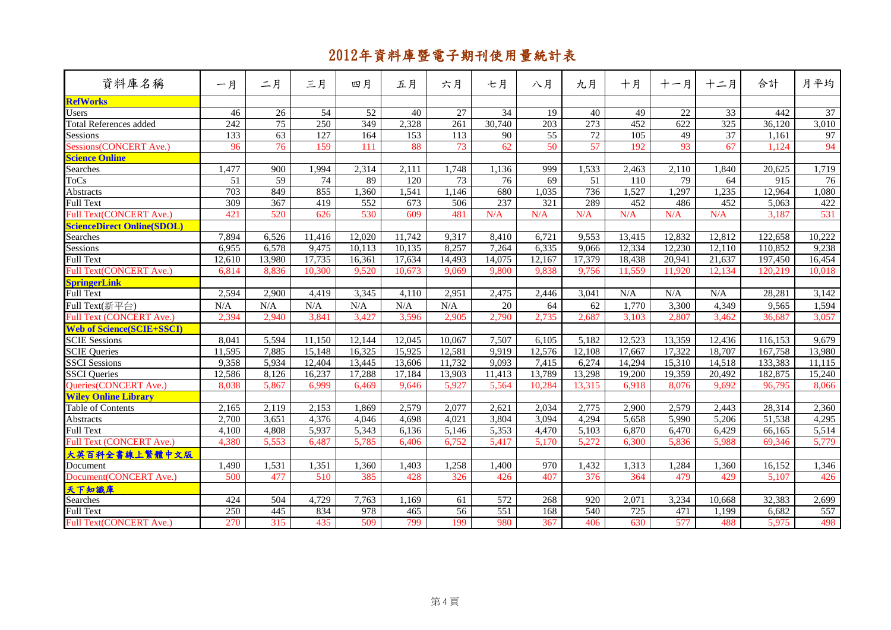# 2012年資料庫暨電子期刊使用量統計表

| 資料庫名稱 | 一月 | 二月 | 三月 | 四月 | 五月 | 六月 | 七月 | 八月 | 九月 | 十月 | 十一月 | 十二月 | 合計 | 月平均 |
|---|---|---|---|---|---|---|---|---|---|---|---|---|---|---|
| **RefWorks** | | | | | | | | | | | | | | |
| Users | 46 | 26 | 54 | 52 | 40 | 27 | 34 | 19 | 40 | 49 | 22 | 33 | 442 | 37 |
| Total References added | 242 | 75 | 250 | 349 | 2,328 | 261 | 30,740 | 203 | 273 | 452 | 622 | 325 | 36,120 | 3,010 |
| Sessions | 133 | 63 | 127 | 164 | 153 | 113 | 90 | 55 | 72 | 105 | 49 | 37 | 1,161 | 97 |
| Sessions(CONCERT Ave.) | 96 | 76 | 159 | 111 | 88 | 73 | 62 | 50 | 57 | 192 | 93 | 67 | 1,124 | 94 |
| **Science Online** | | | | | | | | | | | | | | |
| Searches | 1,477 | 900 | 1,994 | 2,314 | 2,111 | 1,748 | 1,136 | 999 | 1,533 | 2,463 | 2,110 | 1,840 | 20,625 | 1,719 |
| ToCs | 51 | 59 | 74 | 89 | 120 | 73 | 76 | 69 | 51 | 110 | 79 | 64 | 915 | 76 |
| Abstracts | 703 | 849 | 855 | 1,360 | 1,541 | 1,146 | 680 | 1,035 | 736 | 1,527 | 1,297 | 1,235 | 12,964 | 1,080 |
| Full Text | 309 | 367 | 419 | 552 | 673 | 506 | 237 | 321 | 289 | 452 | 486 | 452 | 5,063 | 422 |
| Full Text(CONCERT Ave.) | 421 | 520 | 626 | 530 | 609 | 481 | N/A | N/A | N/A | N/A | N/A | N/A | 3,187 | 531 |
| **ScienceDirect Online(SDOL)** | | | | | | | | | | | | | | |
| Searches | 7,894 | 6,526 | 11,416 | 12,020 | 11,742 | 9,317 | 8,410 | 6,721 | 9,553 | 13,415 | 12,832 | 12,812 | 122,658 | 10,222 |
| Sessions | 6,955 | 6,578 | 9,475 | 10,113 | 10,135 | 8,257 | 7,264 | 6,335 | 9,066 | 12,334 | 12,230 | 12,110 | 110,852 | 9,238 |
| Full Text | 12,610 | 13,980 | 17,735 | 16,361 | 17,634 | 14,493 | 14,075 | 12,167 | 17,379 | 18,438 | 20,941 | 21,637 | 197,450 | 16,454 |
| Full Text(CONCERT Ave.) | 6,814 | 8,836 | 10,300 | 9,520 | 10,673 | 9,069 | 9,800 | 9,838 | 9,756 | 11,559 | 11,920 | 12,134 | 120,219 | 10,018 |
| **SpringerLink** | | | | | | | | | | | | | | |
| Full Text | 2,594 | 2,900 | 4,419 | 3,345 | 4,110 | 2,951 | 2,475 | 2,446 | 3,041 | N/A | N/A | N/A | 28,281 | 3,142 |
| Full Text(新平台) | N/A | N/A | N/A | N/A | N/A | N/A | 20 | 64 | 62 | 1,770 | 3,300 | 4,349 | 9,565 | 1,594 |
| Full Text (CONCERT Ave.) | 2,394 | 2,940 | 3,841 | 3,427 | 3,596 | 2,905 | 2,790 | 2,735 | 2,687 | 3,103 | 2,807 | 3,462 | 36,687 | 3,057 |
| **Web of Science(SCIE+SSCI)** | | | | | | | | | | | | | | |
| SCIE Sessions | 8,041 | 5,594 | 11,150 | 12,144 | 12,045 | 10,067 | 7,507 | 6,105 | 5,182 | 12,523 | 13,359 | 12,436 | 116,153 | 9,679 |
| SCIE Queries | 11,595 | 7,885 | 15,148 | 16,325 | 15,925 | 12,581 | 9,919 | 12,576 | 12,108 | 17,667 | 17,322 | 18,707 | 167,758 | 13,980 |
| SSCI Sessions | 9,358 | 5,934 | 12,404 | 13,445 | 13,606 | 11,732 | 9,093 | 7,415 | 6,274 | 14,294 | 15,310 | 14,518 | 133,383 | 11,115 |
| SSCI Queries | 12,586 | 8,126 | 16,237 | 17,288 | 17,184 | 13,903 | 11,413 | 13,789 | 13,298 | 19,200 | 19,359 | 20,492 | 182,875 | 15,240 |
| Queries(CONCERT Ave.) | 8,038 | 5,867 | 6,999 | 6,469 | 9,646 | 5,927 | 5,564 | 10,284 | 13,315 | 6,918 | 8,076 | 9,692 | 96,795 | 8,066 |
| **Wiley Online Library** | | | | | | | | | | | | | | |
| Table of Contents | 2,165 | 2,119 | 2,153 | 1,869 | 2,579 | 2,077 | 2,621 | 2,034 | 2,775 | 2,900 | 2,579 | 2,443 | 28,314 | 2,360 |
| Abstracts | 2,700 | 3,651 | 4,376 | 4,046 | 4,698 | 4,021 | 3,804 | 3,094 | 4,294 | 5,658 | 5,990 | 5,206 | 51,538 | 4,295 |
| Full Text | 4,100 | 4,808 | 5,937 | 5,343 | 6,136 | 5,146 | 5,353 | 4,470 | 5,103 | 6,870 | 6,470 | 6,429 | 66,165 | 5,514 |
| Full Text (CONCERT Ave.) | 4,380 | 5,553 | 6,487 | 5,785 | 6,406 | 6,752 | 5,417 | 5,170 | 5,272 | 6,300 | 5,836 | 5,988 | 69,346 | 5,779 |
| **大英百科全書線上繁體中文版** | | | | | | | | | | | | | | |
| Document | 1,490 | 1,531 | 1,351 | 1,360 | 1,403 | 1,258 | 1,400 | 970 | 1,432 | 1,313 | 1,284 | 1,360 | 16,152 | 1,346 |
| Document(CONCERT Ave.) | 500 | 477 | 510 | 385 | 428 | 326 | 426 | 407 | 376 | 364 | 479 | 429 | 5,107 | 426 |
| **天下知識庫** | | | | | | | | | | | | | | |
| Searches | 424 | 504 | 4,729 | 7,763 | 1,169 | 61 | 572 | 268 | 920 | 2,071 | 3,234 | 10,668 | 32,383 | 2,699 |
| Full Text | 250 | 445 | 834 | 978 | 465 | 56 | 551 | 168 | 540 | 725 | 471 | 1,199 | 6,682 | 557 |
| Full Text(CONCERT Ave.) | 270 | 315 | 435 | 509 | 799 | 199 | 980 | 367 | 406 | 630 | 577 | 488 | 5,975 | 498 |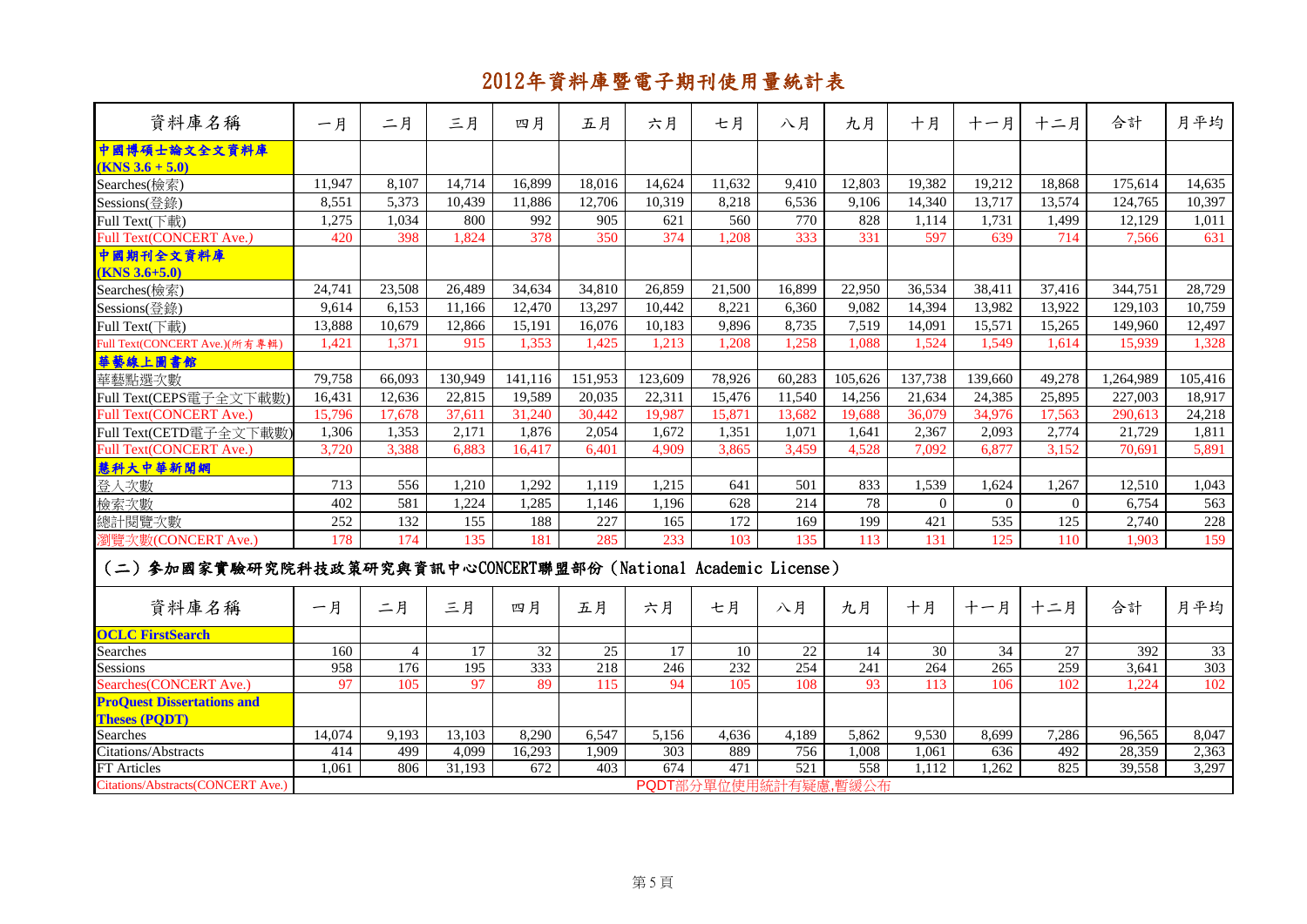# 2012年資料庫暨電子期刊使用量統計表

| 資料庫名稱 | 一月 | 二月 | 三月 | 四月 | 五月 | 六月 | 七月 | 八月 | 九月 | 十月 | 十一月 | 十二月 | 合計 | 月平均 |
|---|---|---|---|---|---|---|---|---|---|---|---|---|---|---|
| **中國博碩士論文全文資料庫 (KNS 3.6 + 5.0)** | | | | | | | | | | | | | | |
| Searches(檢索) | 11,947 | 8,107 | 14,714 | 16,899 | 18,016 | 14,624 | 11,632 | 9,410 | 12,803 | 19,382 | 19,212 | 18,868 | 175,614 | 14,635 |
| Sessions(登錄) | 8,551 | 5,373 | 10,439 | 11,886 | 12,706 | 10,319 | 8,218 | 6,536 | 9,106 | 14,340 | 13,717 | 13,574 | 124,765 | 10,397 |
| Full Text(下載) | 1,275 | 1,034 | 800 | 992 | 905 | 621 | 560 | 770 | 828 | 1,114 | 1,731 | 1,499 | 12,129 | 1,011 |
| Full Text(CONCERT Ave.) | 420 | 398 | 1,824 | 378 | 350 | 374 | 1,208 | 333 | 331 | 597 | 639 | 714 | 7,566 | 631 |
| **中國期刊全文資料庫 (KNS 3.6+5.0)** | | | | | | | | | | | | | | |
| Searches(檢索) | 24,741 | 23,508 | 26,489 | 34,634 | 34,810 | 26,859 | 21,500 | 16,899 | 22,950 | 36,534 | 38,411 | 37,416 | 344,751 | 28,729 |
| Sessions(登錄) | 9,614 | 6,153 | 11,166 | 12,470 | 13,297 | 10,442 | 8,221 | 6,360 | 9,082 | 14,394 | 13,982 | 13,922 | 129,103 | 10,759 |
| Full Text(下載) | 13,888 | 10,679 | 12,866 | 15,191 | 16,076 | 10,183 | 9,896 | 8,735 | 7,519 | 14,091 | 15,571 | 15,265 | 149,960 | 12,497 |
| Full Text(CONCERT Ave.)(所有專輯) | 1,421 | 1,371 | 915 | 1,353 | 1,425 | 1,213 | 1,208 | 1,258 | 1,088 | 1,524 | 1,549 | 1,614 | 15,939 | 1,328 |
| **華藝線上圖書館** | | | | | | | | | | | | | | |
| 華藝點選次數 | 79,758 | 66,093 | 130,949 | 141,116 | 151,953 | 123,609 | 78,926 | 60,283 | 105,626 | 137,738 | 139,660 | 49,278 | 1,264,989 | 105,416 |
| Full Text(CEPS電子全文下載數) | 16,431 | 12,636 | 22,815 | 19,589 | 20,035 | 22,311 | 15,476 | 11,540 | 14,256 | 21,634 | 24,385 | 25,895 | 227,003 | 18,917 |
| Full Text(CONCERT Ave.) | 15,796 | 17,678 | 37,611 | 31,240 | 30,442 | 19,987 | 15,871 | 13,682 | 19,688 | 36,079 | 34,976 | 17,563 | 290,613 | 24,218 |
| Full Text(CETD電子全文下載數) | 1,306 | 1,353 | 2,171 | 1,876 | 2,054 | 1,672 | 1,351 | 1,071 | 1,641 | 2,367 | 2,093 | 2,774 | 21,729 | 1,811 |
| Full Text(CONCERT Ave.) | 3,720 | 3,388 | 6,883 | 16,417 | 6,401 | 4,909 | 3,865 | 3,459 | 4,528 | 7,092 | 6,877 | 3,152 | 70,691 | 5,891 |
| **慧科大中華新聞網** | | | | | | | | | | | | | | |
| 登入次數 | 713 | 556 | 1,210 | 1,292 | 1,119 | 1,215 | 641 | 501 | 833 | 1,539 | 1,624 | 1,267 | 12,510 | 1,043 |
| 檢索次數 | 402 | 581 | 1,224 | 1,285 | 1,146 | 1,196 | 628 | 214 | 78 | 0 | 0 | 0 | 6,754 | 563 |
| 總計閱覽次數 | 252 | 132 | 155 | 188 | 227 | 165 | 172 | 169 | 199 | 421 | 535 | 125 | 2,740 | 228 |
| 瀏覽次數(CONCERT Ave.) | 178 | 174 | 135 | 181 | 285 | 233 | 103 | 135 | 113 | 131 | 125 | 110 | 1,903 | 159 |

## (二) 參加國家實驗研究院科技政策研究與資訊中心CONCERT聯盟部份 (National Academic License)

| 資料庫名稱 | 一月 | 二月 | 三月 | 四月 | 五月 | 六月 | 七月 | 八月 | 九月 | 十月 | 十一月 | 十二月 | 合計 | 月平均 |
|---|---|---|---|---|---|---|---|---|---|---|---|---|---|---|
| **OCLC FirstSearch** | | | | | | | | | | | | | | |
| Searches | 160 | 4 | 17 | 32 | 25 | 17 | 10 | 22 | 14 | 30 | 34 | 27 | 392 | 33 |
| Sessions | 958 | 176 | 195 | 333 | 218 | 246 | 232 | 254 | 241 | 264 | 265 | 259 | 3,641 | 303 |
| Searches(CONCERT Ave.) | 97 | 105 | 97 | 89 | 115 | 94 | 105 | 108 | 93 | 113 | 106 | 102 | 1,224 | 102 |
| **ProQuest Dissertations and Theses (PQDT)** | | | | | | | | | | | | | | |
| Searches | 14,074 | 9,193 | 13,103 | 8,290 | 6,547 | 5,156 | 4,636 | 4,189 | 5,862 | 9,530 | 8,699 | 7,286 | 96,565 | 8,047 |
| Citations/Abstracts | 414 | 499 | 4,099 | 16,293 | 1,909 | 303 | 889 | 756 | 1,008 | 1,061 | 636 | 492 | 28,359 | 2,363 |
| FT Articles | 1,061 | 806 | 31,193 | 672 | 403 | 674 | 471 | 521 | 558 | 1,112 | 1,262 | 825 | 39,558 | 3,297 |
| Citations/Abstracts(CONCERT Ave.) | PQDT部分單位使用統計有疑慮,暫緩公布 | | | | | | | | | | | | | |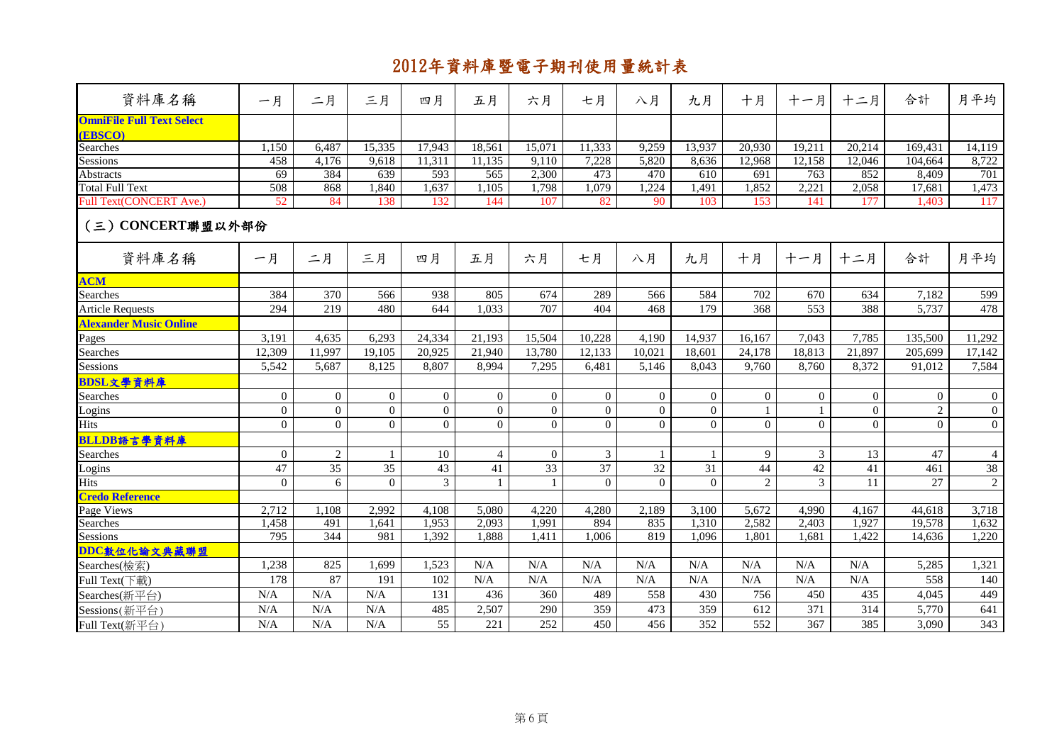# 2012年資料庫暨電子期刊使用量統計表

| 資料庫名稱 | 一月 | 二月 | 三月 | 四月 | 五月 | 六月 | 七月 | 八月 | 九月 | 十月 | 十一月 | 十二月 | 合計 | 月平均 |
|---|---|---|---|---|---|---|---|---|---|---|---|---|---|---|
| **OmniFile Full Text Select (EBSCO)** | | | | | | | | | | | | | | |
| Searches | 1,150 | 6,487 | 15,335 | 17,943 | 18,561 | 15,071 | 11,333 | 9,259 | 13,937 | 20,930 | 19,211 | 20,214 | 169,431 | 14,119 |
| Sessions | 458 | 4,176 | 9,618 | 11,311 | 11,135 | 9,110 | 7,228 | 5,820 | 8,636 | 12,968 | 12,158 | 12,046 | 104,664 | 8,722 |
| Abstracts | 69 | 384 | 639 | 593 | 565 | 2,300 | 473 | 470 | 610 | 691 | 763 | 852 | 8,409 | 701 |
| Total Full Text | 508 | 868 | 1,840 | 1,637 | 1,105 | 1,798 | 1,079 | 1,224 | 1,491 | 1,852 | 2,221 | 2,058 | 17,681 | 1,473 |
| Full Text(CONCERT Ave.) | 52 | 84 | 138 | 132 | 144 | 107 | 82 | 90 | 103 | 153 | 141 | 177 | 1,403 | 117 |

## (三) CONCERT聯盟以外部份

| 資料庫名稱 | 一月 | 二月 | 三月 | 四月 | 五月 | 六月 | 七月 | 八月 | 九月 | 十月 | 十一月 | 十二月 | 合計 | 月平均 |
|---|---|---|---|---|---|---|---|---|---|---|---|---|---|---|
| **ACM** | | | | | | | | | | | | | | |
| Searches | 384 | 370 | 566 | 938 | 805 | 674 | 289 | 566 | 584 | 702 | 670 | 634 | 7,182 | 599 |
| Article Requests | 294 | 219 | 480 | 644 | 1,033 | 707 | 404 | 468 | 179 | 368 | 553 | 388 | 5,737 | 478 |
| **Alexander Music Online** | | | | | | | | | | | | | | |
| Pages | 3,191 | 4,635 | 6,293 | 24,334 | 21,193 | 15,504 | 10,228 | 4,190 | 14,937 | 16,167 | 7,043 | 7,785 | 135,500 | 11,292 |
| Searches | 12,309 | 11,997 | 19,105 | 20,925 | 21,940 | 13,780 | 12,133 | 10,021 | 18,601 | 24,178 | 18,813 | 21,897 | 205,699 | 17,142 |
| Sessions | 5,542 | 5,687 | 8,125 | 8,807 | 8,994 | 7,295 | 6,481 | 5,146 | 8,043 | 9,760 | 8,760 | 8,372 | 91,012 | 7,584 |
| **BDSL文學資料庫** | | | | | | | | | | | | | | |
| Searches | 0 | 0 | 0 | 0 | 0 | 0 | 0 | 0 | 0 | 0 | 0 | 0 | 0 | 0 |
| Logins | 0 | 0 | 0 | 0 | 0 | 0 | 0 | 0 | 0 | 1 | 1 | 0 | 2 | 0 |
| Hits | 0 | 0 | 0 | 0 | 0 | 0 | 0 | 0 | 0 | 0 | 0 | 0 | 0 | 0 |
| **BLLDB語言學資料庫** | | | | | | | | | | | | | | |
| Searches | 0 | 2 | 1 | 10 | 4 | 0 | 3 | 1 | 1 | 9 | 3 | 13 | 47 | 4 |
| Logins | 47 | 35 | 35 | 43 | 41 | 33 | 37 | 32 | 31 | 44 | 42 | 41 | 461 | 38 |
| Hits | 0 | 6 | 0 | 3 | 1 | 1 | 0 | 0 | 0 | 2 | 3 | 11 | 27 | 2 |
| **Credo Reference** | | | | | | | | | | | | | | |
| Page Views | 2,712 | 1,108 | 2,992 | 4,108 | 5,080 | 4,220 | 4,280 | 2,189 | 3,100 | 5,672 | 4,990 | 4,167 | 44,618 | 3,718 |
| Searches | 1,458 | 491 | 1,641 | 1,953 | 2,093 | 1,991 | 894 | 835 | 1,310 | 2,582 | 2,403 | 1,927 | 19,578 | 1,632 |
| Sessions | 795 | 344 | 981 | 1,392 | 1,888 | 1,411 | 1,006 | 819 | 1,096 | 1,801 | 1,681 | 1,422 | 14,636 | 1,220 |
| **DDC數位化論文典藏聯盟** | | | | | | | | | | | | | | |
| Searches(檢索) | 1,238 | 825 | 1,699 | 1,523 | N/A | N/A | N/A | N/A | N/A | N/A | N/A | N/A | 5,285 | 1,321 |
| Full Text(下載) | 178 | 87 | 191 | 102 | N/A | N/A | N/A | N/A | N/A | N/A | N/A | N/A | 558 | 140 |
| Searches(新平台) | N/A | N/A | N/A | 131 | 436 | 360 | 489 | 558 | 430 | 756 | 450 | 435 | 4,045 | 449 |
| Sessions(新平台) | N/A | N/A | N/A | 485 | 2,507 | 290 | 359 | 473 | 359 | 612 | 371 | 314 | 5,770 | 641 |
| Full Text(新平台) | N/A | N/A | N/A | 55 | 221 | 252 | 450 | 456 | 352 | 552 | 367 | 385 | 3,090 | 343 |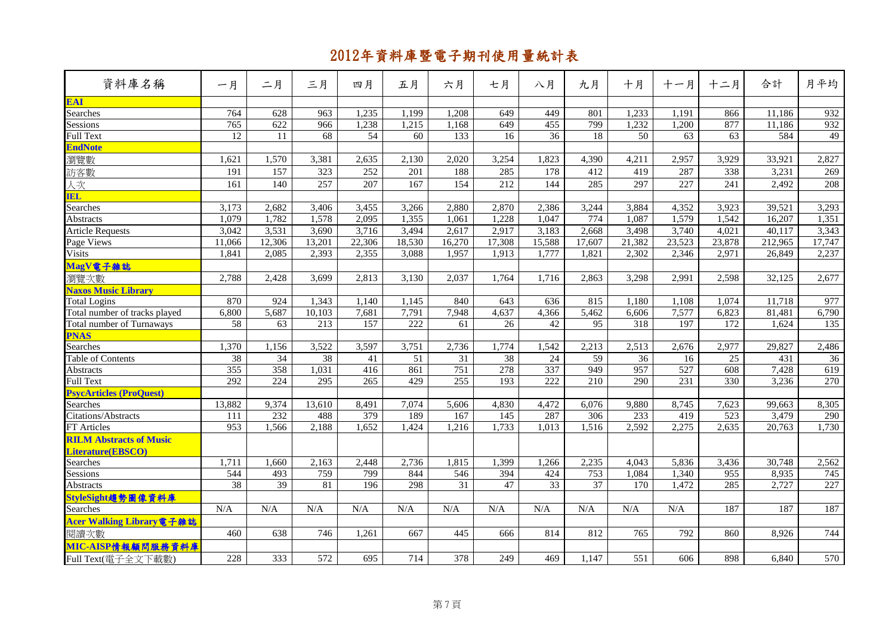# 2012年資料庫暨電子期刊使用量統計表

| 資料庫名稱 | 一月 | 二月 | 三月 | 四月 | 五月 | 六月 | 七月 | 八月 | 九月 | 十月 | 十一月 | 十二月 | 合計 | 月平均 |
|---|---|---|---|---|---|---|---|---|---|---|---|---|---|---|
| **EAI** | | | | | | | | | | | | | | |
| Searches | 764 | 628 | 963 | 1,235 | 1,199 | 1,208 | 649 | 449 | 801 | 1,233 | 1,191 | 866 | 11,186 | 932 |
| Sessions | 765 | 622 | 966 | 1,238 | 1,215 | 1,168 | 649 | 455 | 799 | 1,232 | 1,200 | 877 | 11,186 | 932 |
| Full Text | 12 | 11 | 68 | 54 | 60 | 133 | 16 | 36 | 18 | 50 | 63 | 63 | 584 | 49 |
| **EndNote** | | | | | | | | | | | | | | |
| 瀏覽數 | 1,621 | 1,570 | 3,381 | 2,635 | 2,130 | 2,020 | 3,254 | 1,823 | 4,390 | 4,211 | 2,957 | 3,929 | 33,921 | 2,827 |
| 訪客數 | 191 | 157 | 323 | 252 | 201 | 188 | 285 | 178 | 412 | 419 | 287 | 338 | 3,231 | 269 |
| 人次 | 161 | 140 | 257 | 207 | 167 | 154 | 212 | 144 | 285 | 297 | 227 | 241 | 2,492 | 208 |
| **IEL** | | | | | | | | | | | | | | |
| Searches | 3,173 | 2,682 | 3,406 | 3,455 | 3,266 | 2,880 | 2,870 | 2,386 | 3,244 | 3,884 | 4,352 | 3,923 | 39,521 | 3,293 |
| Abstracts | 1,079 | 1,782 | 1,578 | 2,095 | 1,355 | 1,061 | 1,228 | 1,047 | 774 | 1,087 | 1,579 | 1,542 | 16,207 | 1,351 |
| Article Requests | 3,042 | 3,531 | 3,690 | 3,716 | 3,494 | 2,617 | 2,917 | 3,183 | 2,668 | 3,498 | 3,740 | 4,021 | 40,117 | 3,343 |
| Page Views | 11,066 | 12,306 | 13,201 | 22,306 | 18,530 | 16,270 | 17,308 | 15,588 | 17,607 | 21,382 | 23,523 | 23,878 | 212,965 | 17,747 |
| Visits | 1,841 | 2,085 | 2,393 | 2,355 | 3,088 | 1,957 | 1,913 | 1,777 | 1,821 | 2,302 | 2,346 | 2,971 | 26,849 | 2,237 |
| **MagV電子雜誌** | | | | | | | | | | | | | | |
| 瀏覽次數 | 2,788 | 2,428 | 3,699 | 2,813 | 3,130 | 2,037 | 1,764 | 1,716 | 2,863 | 3,298 | 2,991 | 2,598 | 32,125 | 2,677 |
| **Naxos Music Library** | | | | | | | | | | | | | | |
| Total Logins | 870 | 924 | 1,343 | 1,140 | 1,145 | 840 | 643 | 636 | 815 | 1,180 | 1,108 | 1,074 | 11,718 | 977 |
| Total number of tracks played | 6,800 | 5,687 | 10,103 | 7,681 | 7,791 | 7,948 | 4,637 | 4,366 | 5,462 | 6,606 | 7,577 | 6,823 | 81,481 | 6,790 |
| Total number of Turnaways | 58 | 63 | 213 | 157 | 222 | 61 | 26 | 42 | 95 | 318 | 197 | 172 | 1,624 | 135 |
| **PNAS** | | | | | | | | | | | | | | |
| Searches | 1,370 | 1,156 | 3,522 | 3,597 | 3,751 | 2,736 | 1,774 | 1,542 | 2,213 | 2,513 | 2,676 | 2,977 | 29,827 | 2,486 |
| Table of Contents | 38 | 34 | 38 | 41 | 51 | 31 | 38 | 24 | 59 | 36 | 16 | 25 | 431 | 36 |
| Abstracts | 355 | 358 | 1,031 | 416 | 861 | 751 | 278 | 337 | 949 | 957 | 527 | 608 | 7,428 | 619 |
| Full Text | 292 | 224 | 295 | 265 | 429 | 255 | 193 | 222 | 210 | 290 | 231 | 330 | 3,236 | 270 |
| **PsycArticles (ProQuest)** | | | | | | | | | | | | | | |
| Searches | 13,882 | 9,374 | 13,610 | 8,491 | 7,074 | 5,606 | 4,830 | 4,472 | 6,076 | 9,880 | 8,745 | 7,623 | 99,663 | 8,305 |
| Citations/Abstracts | 111 | 232 | 488 | 379 | 189 | 167 | 145 | 287 | 306 | 233 | 419 | 523 | 3,479 | 290 |
| FT Articles | 953 | 1,566 | 2,188 | 1,652 | 1,424 | 1,216 | 1,733 | 1,013 | 1,516 | 2,592 | 2,275 | 2,635 | 20,763 | 1,730 |
| **RILM Abstracts of Music Literature(EBSCO)** | | | | | | | | | | | | | | |
| Searches | 1,711 | 1,660 | 2,163 | 2,448 | 2,736 | 1,815 | 1,399 | 1,266 | 2,235 | 4,043 | 5,836 | 3,436 | 30,748 | 2,562 |
| Sessions | 544 | 493 | 759 | 799 | 844 | 546 | 394 | 424 | 753 | 1,084 | 1,340 | 955 | 8,935 | 745 |
| Abstracts | 38 | 39 | 81 | 196 | 298 | 31 | 47 | 33 | 37 | 170 | 1,472 | 285 | 2,727 | 227 |
| **StyleSight趨勢圖像資料庫** | | | | | | | | | | | | | | |
| Searches | N/A | N/A | N/A | N/A | N/A | N/A | N/A | N/A | N/A | N/A | N/A | 187 | 187 | 187 |
| **Acer Walking Library電子雜誌** | | | | | | | | | | | | | | |
| 閱讀次數 | 460 | 638 | 746 | 1,261 | 667 | 445 | 666 | 814 | 812 | 765 | 792 | 860 | 8,926 | 744 |
| **MIC-AISP情報顧問服務資料庫** | | | | | | | | | | | | | | |
| Full Text(電子全文下載數) | 228 | 333 | 572 | 695 | 714 | 378 | 249 | 469 | 1,147 | 551 | 606 | 898 | 6,840 | 570 |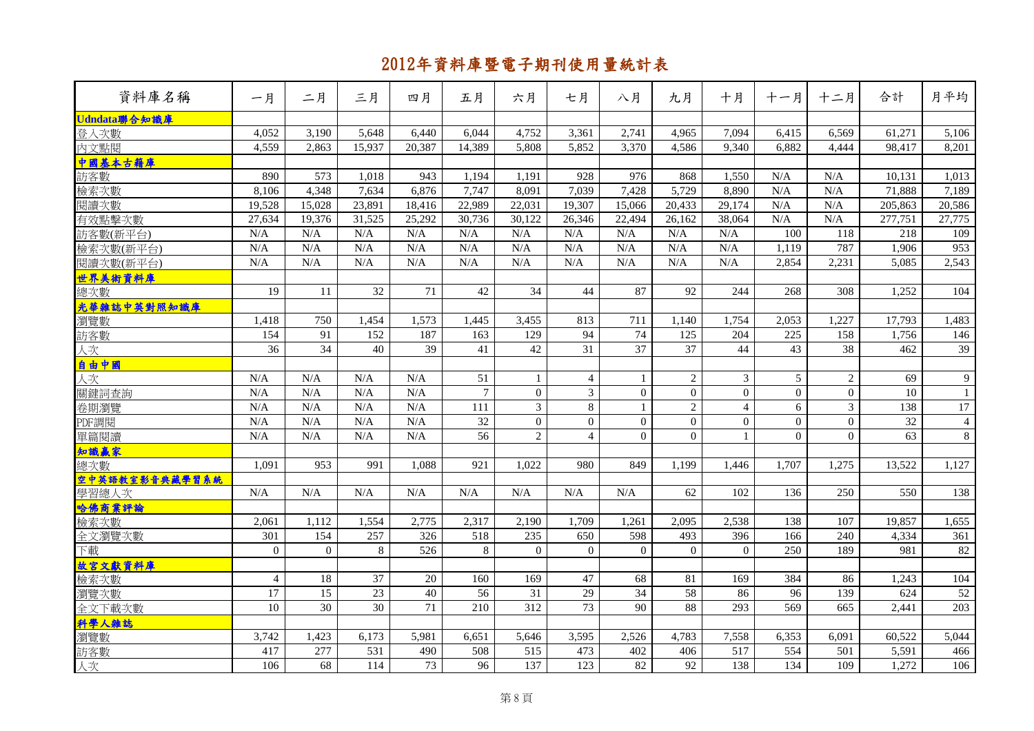# 2012年資料庫暨電子期刊使用量統計表

| 資料庫名稱 | 一月 | 二月 | 三月 | 四月 | 五月 | 六月 | 七月 | 八月 | 九月 | 十月 | 十一月 | 十二月 | 合計 | 月平均 |
|---|---|---|---|---|---|---|---|---|---|---|---|---|---|---|
| **Udndata聯合知識庫** | | | | | | | | | | | | | | |
| 登入次數 | 4,052 | 3,190 | 5,648 | 6,440 | 6,044 | 4,752 | 3,361 | 2,741 | 4,965 | 7,094 | 6,415 | 6,569 | 61,271 | 5,106 |
| 內文點閱 | 4,559 | 2,863 | 15,937 | 20,387 | 14,389 | 5,808 | 5,852 | 3,370 | 4,586 | 9,340 | 6,882 | 4,444 | 98,417 | 8,201 |
| **中國基本古籍庫** | | | | | | | | | | | | | | |
| 訪客數 | 890 | 573 | 1,018 | 943 | 1,194 | 1,191 | 928 | 976 | 868 | 1,550 | N/A | N/A | 10,131 | 1,013 |
| 檢索次數 | 8,106 | 4,348 | 7,634 | 6,876 | 7,747 | 8,091 | 7,039 | 7,428 | 5,729 | 8,890 | N/A | N/A | 71,888 | 7,189 |
| 閱讀次數 | 19,528 | 15,028 | 23,891 | 18,416 | 22,989 | 22,031 | 19,307 | 15,066 | 20,433 | 29,174 | N/A | N/A | 205,863 | 20,586 |
| 有效點擊次數 | 27,634 | 19,376 | 31,525 | 25,292 | 30,736 | 30,122 | 26,346 | 22,494 | 26,162 | 38,064 | N/A | N/A | 277,751 | 27,775 |
| 訪客數(新平台) | N/A | N/A | N/A | N/A | N/A | N/A | N/A | N/A | N/A | N/A | 100 | 118 | 218 | 109 |
| 檢索次數(新平台) | N/A | N/A | N/A | N/A | N/A | N/A | N/A | N/A | N/A | N/A | 1,119 | 787 | 1,906 | 953 |
| 閱讀次數(新平台) | N/A | N/A | N/A | N/A | N/A | N/A | N/A | N/A | N/A | N/A | 2,854 | 2,231 | 5,085 | 2,543 |
| **世界美術資料庫** | | | | | | | | | | | | | | |
| 總次數 | 19 | 11 | 32 | 71 | 42 | 34 | 44 | 87 | 92 | 244 | 268 | 308 | 1,252 | 104 |
| **光華雜誌中英對照知識庫** | | | | | | | | | | | | | | |
| 瀏覽數 | 1,418 | 750 | 1,454 | 1,573 | 1,445 | 3,455 | 813 | 711 | 1,140 | 1,754 | 2,053 | 1,227 | 17,793 | 1,483 |
| 訪客數 | 154 | 91 | 152 | 187 | 163 | 129 | 94 | 74 | 125 | 204 | 225 | 158 | 1,756 | 146 |
| 人次 | 36 | 34 | 40 | 39 | 41 | 42 | 31 | 37 | 37 | 44 | 43 | 38 | 462 | 39 |
| **自由中國** | | | | | | | | | | | | | | |
| 人次 | N/A | N/A | N/A | N/A | 51 | 1 | 4 | 1 | 2 | 3 | 5 | 2 | 69 | 9 |
| 關鍵詞查詢 | N/A | N/A | N/A | N/A | 7 | 0 | 3 | 0 | 0 | 0 | 0 | 0 | 10 | 1 |
| 卷期瀏覽 | N/A | N/A | N/A | N/A | 111 | 3 | 8 | 1 | 2 | 4 | 6 | 3 | 138 | 17 |
| PDF調閱 | N/A | N/A | N/A | N/A | 32 | 0 | 0 | 0 | 0 | 0 | 0 | 0 | 32 | 4 |
| 單篇閱讀 | N/A | N/A | N/A | N/A | 56 | 2 | 4 | 0 | 0 | 1 | 0 | 0 | 63 | 8 |
| **知識贏家** | | | | | | | | | | | | | | |
| 總次數 | 1,091 | 953 | 991 | 1,088 | 921 | 1,022 | 980 | 849 | 1,199 | 1,446 | 1,707 | 1,275 | 13,522 | 1,127 |
| **空中英語教室影音典藏學習系統** | | | | | | | | | | | | | | |
| 學習總人次 | N/A | N/A | N/A | N/A | N/A | N/A | N/A | N/A | 62 | 102 | 136 | 250 | 550 | 138 |
| **哈佛商業評論** | | | | | | | | | | | | | | |
| 檢索次數 | 2,061 | 1,112 | 1,554 | 2,775 | 2,317 | 2,190 | 1,709 | 1,261 | 2,095 | 2,538 | 138 | 107 | 19,857 | 1,655 |
| 全文瀏覽次數 | 301 | 154 | 257 | 326 | 518 | 235 | 650 | 598 | 493 | 396 | 166 | 240 | 4,334 | 361 |
| 下載 | 0 | 0 | 8 | 526 | 8 | 0 | 0 | 0 | 0 | 0 | 250 | 189 | 981 | 82 |
| **故宮文獻資料庫** | | | | | | | | | | | | | | |
| 檢索次數 | 4 | 18 | 37 | 20 | 160 | 169 | 47 | 68 | 81 | 169 | 384 | 86 | 1,243 | 104 |
| 瀏覽次數 | 17 | 15 | 23 | 40 | 56 | 31 | 29 | 34 | 58 | 86 | 96 | 139 | 624 | 52 |
| 全文下載次數 | 10 | 30 | 30 | 71 | 210 | 312 | 73 | 90 | 88 | 293 | 569 | 665 | 2,441 | 203 |
| **科學人雜誌** | | | | | | | | | | | | | | |
| 瀏覽數 | 3,742 | 1,423 | 6,173 | 5,981 | 6,651 | 5,646 | 3,595 | 2,526 | 4,783 | 7,558 | 6,353 | 6,091 | 60,522 | 5,044 |
| 訪客數 | 417 | 277 | 531 | 490 | 508 | 515 | 473 | 402 | 406 | 517 | 554 | 501 | 5,591 | 466 |
| 人次 | 106 | 68 | 114 | 73 | 96 | 137 | 123 | 82 | 92 | 138 | 134 | 109 | 1,272 | 106 |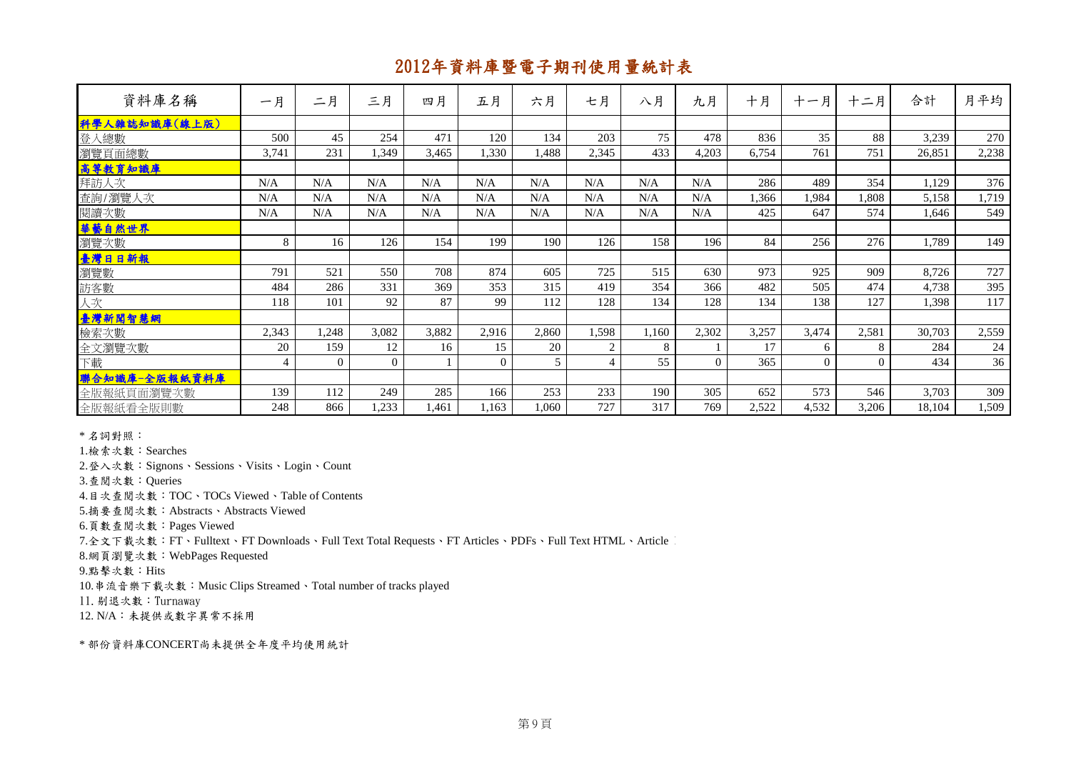# 2012年資料庫暨電子期刊使用量統計表

| 資料庫名稱 | 一月 | 二月 | 三月 | 四月 | 五月 | 六月 | 七月 | 八月 | 九月 | 十月 | 十一月 | 十二月 | 合計 | 月平均 |
|---|---|---|---|---|---|---|---|---|---|---|---|---|---|---|
| **科學人雜誌知識庫(線上版)** | | | | | | | | | | | | | | |
| 登入總數 | 500 | 45 | 254 | 471 | 120 | 134 | 203 | 75 | 478 | 836 | 35 | 88 | 3,239 | 270 |
| 瀏覽頁面總數 | 3,741 | 231 | 1,349 | 3,465 | 1,330 | 1,488 | 2,345 | 433 | 4,203 | 6,754 | 761 | 751 | 26,851 | 2,238 |
| **高等教育知識庫** | | | | | | | | | | | | | | |
| 拜訪人次 | N/A | N/A | N/A | N/A | N/A | N/A | N/A | N/A | N/A | 286 | 489 | 354 | 1,129 | 376 |
| 查詢/瀏覽人次 | N/A | N/A | N/A | N/A | N/A | N/A | N/A | N/A | N/A | 1,366 | 1,984 | 1,808 | 5,158 | 1,719 |
| 閱讀次數 | N/A | N/A | N/A | N/A | N/A | N/A | N/A | N/A | N/A | 425 | 647 | 574 | 1,646 | 549 |
| **華藝自然世界** | | | | | | | | | | | | | | |
| 瀏覽次數 | 8 | 16 | 126 | 154 | 199 | 190 | 126 | 158 | 196 | 84 | 256 | 276 | 1,789 | 149 |
| **臺灣日日新報** | | | | | | | | | | | | | | |
| 瀏覽數 | 791 | 521 | 550 | 708 | 874 | 605 | 725 | 515 | 630 | 973 | 925 | 909 | 8,726 | 727 |
| 訪客數 | 484 | 286 | 331 | 369 | 353 | 315 | 419 | 354 | 366 | 482 | 505 | 474 | 4,738 | 395 |
| 人次 | 118 | 101 | 92 | 87 | 99 | 112 | 128 | 134 | 128 | 134 | 138 | 127 | 1,398 | 117 |
| **臺灣新聞智慧網** | | | | | | | | | | | | | | |
| 檢索次數 | 2,343 | 1,248 | 3,082 | 3,882 | 2,916 | 2,860 | 1,598 | 1,160 | 2,302 | 3,257 | 3,474 | 2,581 | 30,703 | 2,559 |
| 全文瀏覽次數 | 20 | 159 | 12 | 16 | 15 | 20 | 2 | 8 | 1 | 17 | 6 | 8 | 284 | 24 |
| 下載 | 4 | 0 | 0 | 1 | 0 | 5 | 4 | 55 | 0 | 365 | 0 | 0 | 434 | 36 |
| **聯合知識庫-全版報紙資料庫** | | | | | | | | | | | | | | |
| 全版報紙頁面瀏覽次數 | 139 | 112 | 249 | 285 | 166 | 253 | 233 | 190 | 305 | 652 | 573 | 546 | 3,703 | 309 |
| 全版報紙看全版則數 | 248 | 866 | 1,233 | 1,461 | 1,163 | 1,060 | 727 | 317 | 769 | 2,522 | 4,532 | 3,206 | 18,104 | 1,509 |

* 名詞對照：

1.檢索次數：Searches

2.登入次數：Signons、Sessions、Visits、Login、Count

3.查閱次數：Queries

4.目次查閱次數：TOC、TOCs Viewed、Table of Contents

5.摘要查閱次數：Abstracts、Abstracts Viewed

6.頁數查閱次數：Pages Viewed

7.全文下載次數：FT、Fulltext、FT Downloads、Full Text Total Requests、FT Articles、PDFs、Full Text HTML、Article

8.網頁瀏覽次數：WebPages Requested

9.點擊次數：Hits

10.串流音樂下載次數：Music Clips Streamed、Total number of tracks played

11. 剔退次數：Turnaway

12. N/A：未提供或數字異常不採用

* 部份資料庫CONCERT尚未提供全年度平均使用統計